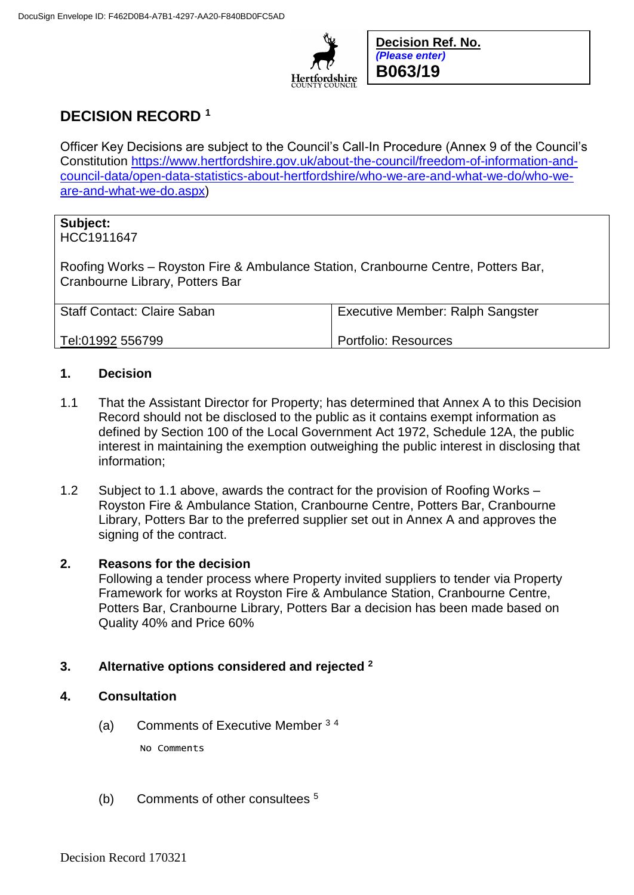DocuSign Envelope ID: F462D0B4-A7B1-4297-AA20-F840BD0FC5AD

| **Decision Ref. No.** |
| --- |
| ***(Please enter)*** |
| **B063/19** |

# DECISION RECORD [1]

Officer Key Decisions are subject to the Council's Call-In Procedure (Annex 9 of the Council's Constitution https://www.hertfordshire.gov.uk/about-the-council/freedom-of-information-and-council-data/open-data-statistics-about-hertfordshire/who-we-are-and-what-we-do/who-we-are-and-what-we-do.aspx)

**Subject:**
HCC1911647

Roofing Works – Royston Fire & Ambulance Station, Cranbourne Centre, Potters Bar, Cranbourne Library, Potters Bar

| Staff Contact: Claire Saban | Executive Member: Ralph Sangster |
| --- | --- |
| Tel:01992 556799 | Portfolio: Resources |

## 1. Decision

1.1 That the Assistant Director for Property; has determined that Annex A to this Decision Record should not be disclosed to the public as it contains exempt information as defined by Section 100 of the Local Government Act 1972, Schedule 12A, the public interest in maintaining the exemption outweighing the public interest in disclosing that information;

1.2 Subject to 1.1 above, awards the contract for the provision of Roofing Works – Royston Fire & Ambulance Station, Cranbourne Centre, Potters Bar, Cranbourne Library, Potters Bar to the preferred supplier set out in Annex A and approves the signing of the contract.

## 2. Reasons for the decision

Following a tender process where Property invited suppliers to tender via Property Framework for works at Royston Fire & Ambulance Station, Cranbourne Centre, Potters Bar, Cranbourne Library, Potters Bar a decision has been made based on Quality 40% and Price 60%

## 3. Alternative options considered and rejected [2]

## 4. Consultation

(a) Comments of Executive Member [3] [4]

No Comments

(b) Comments of other consultees [5]

Decision Record 170321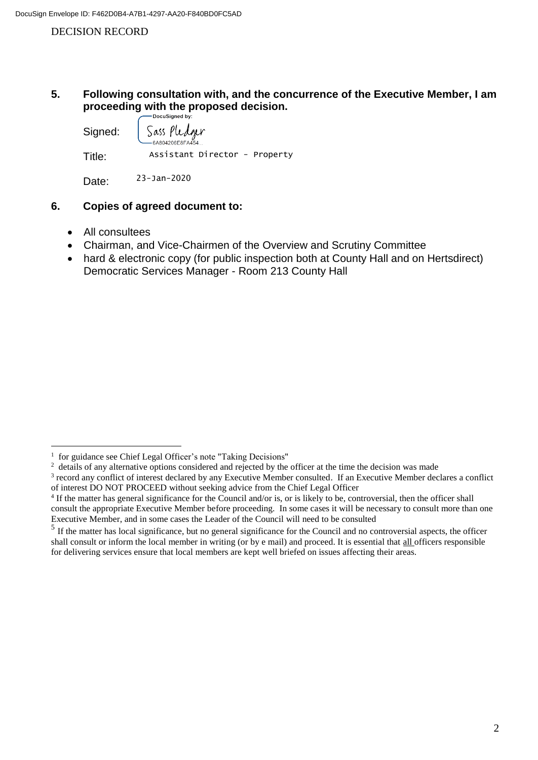DocuSign Envelope ID: F462D0B4-A7B1-4297-AA20-F840BD0FC5AD

DECISION RECORD

**5. Following consultation with, and the concurrence of the Executive Member, I am proceeding with the proposed decision.**

Signed: DocuSigned by: Sass Pledger 6A804206E8FA454...

Title: Assistant Director - Property

Date: 23-Jan-2020

**6. Copies of agreed document to:**

- All consultees
- Chairman, and Vice-Chairmen of the Overview and Scrutiny Committee
- hard & electronic copy (for public inspection both at County Hall and on Hertsdirect) Democratic Services Manager - Room 213 County Hall

---

[1] for guidance see Chief Legal Officer's note "Taking Decisions"

[2] details of any alternative options considered and rejected by the officer at the time the decision was made

[3] record any conflict of interest declared by any Executive Member consulted. If an Executive Member declares a conflict of interest DO NOT PROCEED without seeking advice from the Chief Legal Officer

[4] If the matter has general significance for the Council and/or is, or is likely to be, controversial, then the officer shall consult the appropriate Executive Member before proceeding. In some cases it will be necessary to consult more than one Executive Member, and in some cases the Leader of the Council will need to be consulted

[5] If the matter has local significance, but no general significance for the Council and no controversial aspects, the officer shall consult or inform the local member in writing (or by e mail) and proceed. It is essential that all officers responsible for delivering services ensure that local members are kept well briefed on issues affecting their areas.